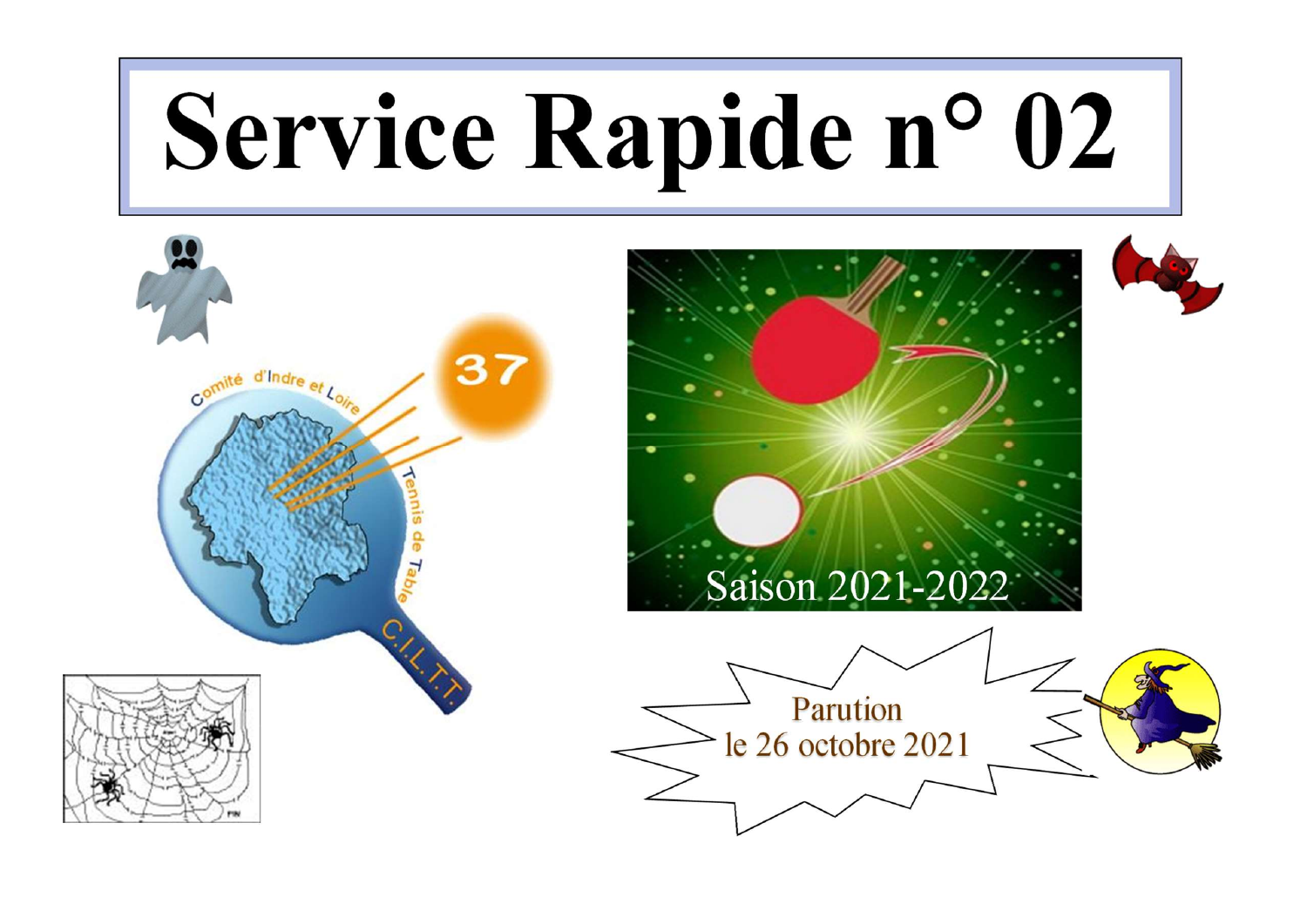# Service Rapide n° 02

Saison 2021-2022

Parution
le 26 octobre 2021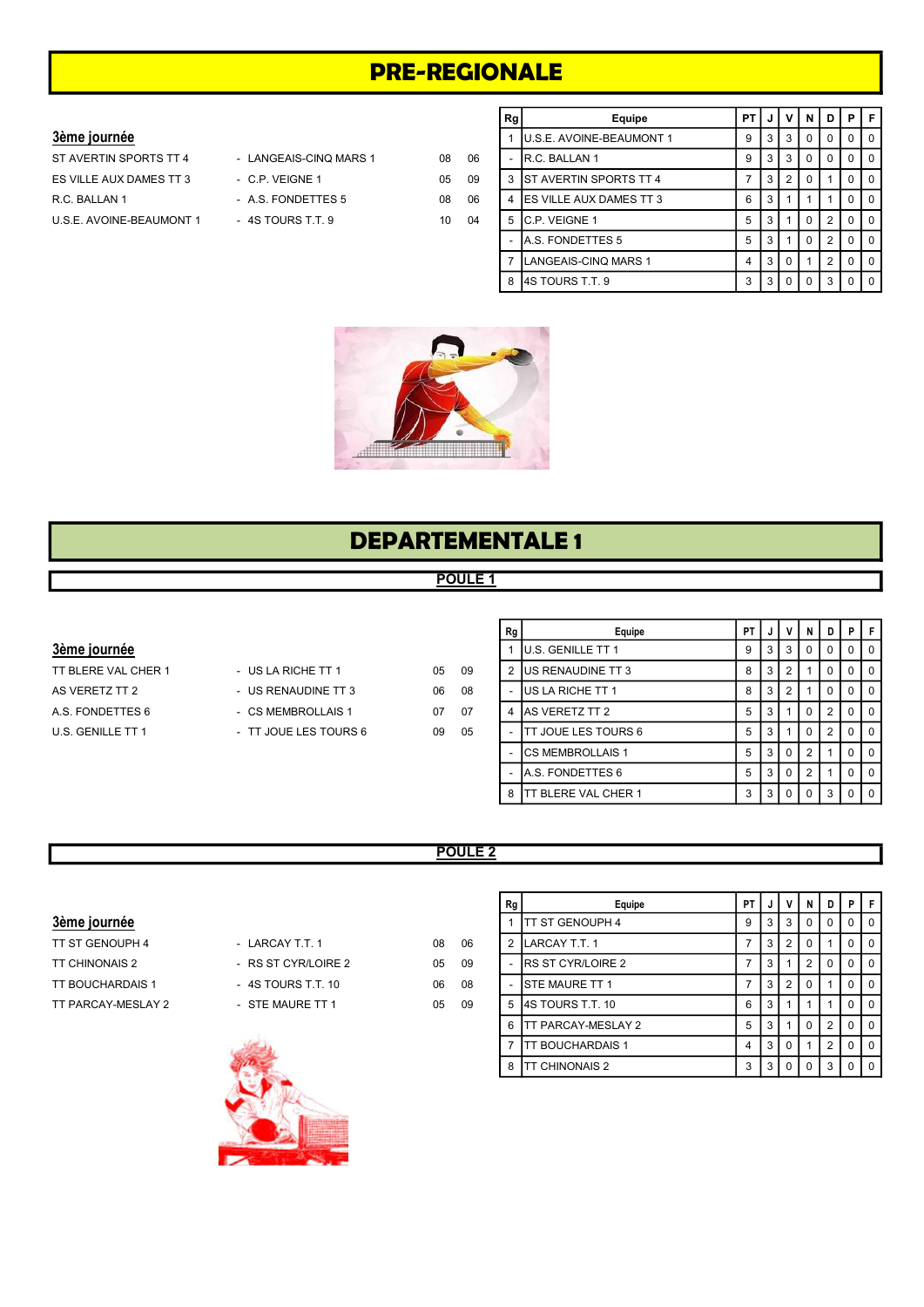# PRE-REGIONALE

### 3ème journée

| | | | |
|---|---|---|---|
| ST AVERTIN SPORTS TT 4 | - LANGEAIS-CINQ MARS 1 | 08 | 06 |
| ES VILLE AUX DAMES TT 3 | - C.P. VEIGNE 1 | 05 | 09 |
| R.C. BALLAN 1 | - A.S. FONDETTES 5 | 08 | 06 |
| U.S.E. AVOINE-BEAUMONT 1 | - 4S TOURS T.T. 9 | 10 | 04 |

| Rg | Equipe | PT | J | V | N | D | P | F |
|---|---|---|---|---|---|---|---|---|
| 1 | U.S.E. AVOINE-BEAUMONT 1 | 9 | 3 | 3 | 0 | 0 | 0 | 0 |
| - | R.C. BALLAN 1 | 9 | 3 | 3 | 0 | 0 | 0 | 0 |
| 3 | ST AVERTIN SPORTS TT 4 | 7 | 3 | 2 | 0 | 1 | 0 | 0 |
| 4 | ES VILLE AUX DAMES TT 3 | 6 | 3 | 1 | 1 | 1 | 0 | 0 |
| 5 | C.P. VEIGNE 1 | 5 | 3 | 1 | 0 | 2 | 0 | 0 |
| - | A.S. FONDETTES 5 | 5 | 3 | 1 | 0 | 2 | 0 | 0 |
| 7 | LANGEAIS-CINQ MARS 1 | 4 | 3 | 0 | 1 | 2 | 0 | 0 |
| 8 | 4S TOURS T.T. 9 | 3 | 3 | 0 | 0 | 3 | 0 | 0 |

# DEPARTEMENTALE 1

## POULE 1

### 3ème journée

| | | | |
|---|---|---|---|
| TT BLERE VAL CHER 1 | - US LA RICHE TT 1 | 05 | 09 |
| AS VERETZ TT 2 | - US RENAUDINE TT 3 | 06 | 08 |
| A.S. FONDETTES 6 | - CS MEMBROLLAIS 1 | 07 | 07 |
| U.S. GENILLE TT 1 | - TT JOUE LES TOURS 6 | 09 | 05 |

| Rg | Equipe | PT | J | V | N | D | P | F |
|---|---|---|---|---|---|---|---|---|
| 1 | U.S. GENILLE TT 1 | 9 | 3 | 3 | 0 | 0 | 0 | 0 |
| 2 | US RENAUDINE TT 3 | 8 | 3 | 2 | 1 | 0 | 0 | 0 |
| - | US LA RICHE TT 1 | 8 | 3 | 2 | 1 | 0 | 0 | 0 |
| 4 | AS VERETZ TT 2 | 5 | 3 | 1 | 0 | 2 | 0 | 0 |
| - | TT JOUE LES TOURS 6 | 5 | 3 | 1 | 0 | 2 | 0 | 0 |
| - | CS MEMBROLLAIS 1 | 5 | 3 | 0 | 2 | 1 | 0 | 0 |
| - | A.S. FONDETTES 6 | 5 | 3 | 0 | 2 | 1 | 0 | 0 |
| 8 | TT BLERE VAL CHER 1 | 3 | 3 | 0 | 0 | 3 | 0 | 0 |

## POULE 2

### 3ème journée

| | | | |
|---|---|---|---|
| TT ST GENOUPH 4 | - LARCAY T.T. 1 | 08 | 06 |
| TT CHINONAIS 2 | - RS ST CYR/LOIRE 2 | 05 | 09 |
| TT BOUCHARDAIS 1 | - 4S TOURS T.T. 10 | 06 | 08 |
| TT PARCAY-MESLAY 2 | - STE MAURE TT 1 | 05 | 09 |

| Rg | Equipe | PT | J | V | N | D | P | F |
|---|---|---|---|---|---|---|---|---|
| 1 | TT ST GENOUPH 4 | 9 | 3 | 3 | 0 | 0 | 0 | 0 |
| 2 | LARCAY T.T. 1 | 7 | 3 | 2 | 0 | 1 | 0 | 0 |
| - | RS ST CYR/LOIRE 2 | 7 | 3 | 1 | 2 | 0 | 0 | 0 |
| - | STE MAURE TT 1 | 7 | 3 | 2 | 0 | 1 | 0 | 0 |
| 5 | 4S TOURS T.T. 10 | 6 | 3 | 1 | 1 | 1 | 0 | 0 |
| 6 | TT PARCAY-MESLAY 2 | 5 | 3 | 1 | 0 | 2 | 0 | 0 |
| 7 | TT BOUCHARDAIS 1 | 4 | 3 | 0 | 1 | 2 | 0 | 0 |
| 8 | TT CHINONAIS 2 | 3 | 3 | 0 | 0 | 3 | 0 | 0 |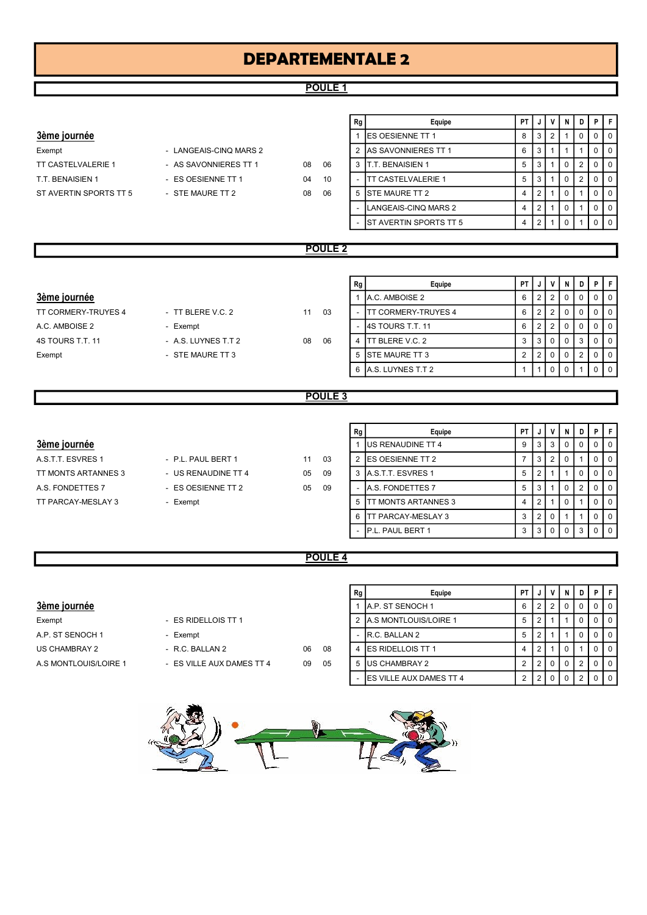# DEPARTEMENTALE 2

## POULE 1

### 3ème journée

| | | | |
|---|---|---|---|
| Exempt | - LANGEAIS-CINQ MARS 2 | | |
| TT CASTELVALERIE 1 | - AS SAVONNIERES TT 1 | 08 | 06 |
| T.T. BENAISIEN 1 | - ES OESIENNE TT 1 | 04 | 10 |
| ST AVERTIN SPORTS TT 5 | - STE MAURE TT 2 | 08 | 06 |

| Rg | Equipe | PT | J | V | N | D | P | F |
|---|---|---|---|---|---|---|---|---|
| 1 | ES OESIENNE TT 1 | 8 | 3 | 2 | 1 | 0 | 0 | 0 |
| 2 | AS SAVONNIERES TT 1 | 6 | 3 | 1 | 1 | 1 | 0 | 0 |
| 3 | T.T. BENAISIEN 1 | 5 | 3 | 1 | 0 | 2 | 0 | 0 |
| - | TT CASTELVALERIE 1 | 5 | 3 | 1 | 0 | 2 | 0 | 0 |
| 5 | STE MAURE TT 2 | 4 | 2 | 1 | 0 | 1 | 0 | 0 |
| - | LANGEAIS-CINQ MARS 2 | 4 | 2 | 1 | 0 | 1 | 0 | 0 |
| - | ST AVERTIN SPORTS TT 5 | 4 | 2 | 1 | 0 | 1 | 0 | 0 |

## POULE 2

### 3ème journée

| | | | |
|---|---|---|---|
| TT CORMERY-TRUYES 4 | - TT BLERE V.C. 2 | 11 | 03 |
| A.C. AMBOISE 2 | - Exempt | | |
| 4S TOURS T.T. 11 | - A.S. LUYNES T.T 2 | 08 | 06 |
| Exempt | - STE MAURE TT 3 | | |

| Rg | Equipe | PT | J | V | N | D | P | F |
|---|---|---|---|---|---|---|---|---|
| 1 | A.C. AMBOISE 2 | 6 | 2 | 2 | 0 | 0 | 0 | 0 |
| - | TT CORMERY-TRUYES 4 | 6 | 2 | 2 | 0 | 0 | 0 | 0 |
| - | 4S TOURS T.T. 11 | 6 | 2 | 2 | 0 | 0 | 0 | 0 |
| 4 | TT BLERE V.C. 2 | 3 | 3 | 0 | 0 | 3 | 0 | 0 |
| 5 | STE MAURE TT 3 | 2 | 2 | 0 | 0 | 2 | 0 | 0 |
| 6 | A.S. LUYNES T.T 2 | 1 | 1 | 0 | 0 | 1 | 0 | 0 |

## POULE 3

### 3ème journée

| | | | |
|---|---|---|---|
| A.S.T.T. ESVRES 1 | - P.L. PAUL BERT 1 | 11 | 03 |
| TT MONTS ARTANNES 3 | - US RENAUDINE TT 4 | 05 | 09 |
| A.S. FONDETTES 7 | - ES OESIENNE TT 2 | 05 | 09 |
| TT PARCAY-MESLAY 3 | - Exempt | | |

| Rg | Equipe | PT | J | V | N | D | P | F |
|---|---|---|---|---|---|---|---|---|
| 1 | US RENAUDINE TT 4 | 9 | 3 | 3 | 0 | 0 | 0 | 0 |
| 2 | ES OESIENNE TT 2 | 7 | 3 | 2 | 0 | 1 | 0 | 0 |
| 3 | A.S.T.T. ESVRES 1 | 5 | 2 | 1 | 1 | 0 | 0 | 0 |
| - | A.S. FONDETTES 7 | 5 | 3 | 1 | 0 | 2 | 0 | 0 |
| 5 | TT MONTS ARTANNES 3 | 4 | 2 | 1 | 0 | 1 | 0 | 0 |
| 6 | TT PARCAY-MESLAY 3 | 3 | 2 | 0 | 1 | 1 | 0 | 0 |
| - | P.L. PAUL BERT 1 | 3 | 3 | 0 | 0 | 3 | 0 | 0 |

## POULE 4

### 3ème journée

| | | | |
|---|---|---|---|
| Exempt | - ES RIDELLOIS TT 1 | | |
| A.P. ST SENOCH 1 | - Exempt | | |
| US CHAMBRAY 2 | - R.C. BALLAN 2 | 06 | 08 |
| A.S MONTLOUIS/LOIRE 1 | - ES VILLE AUX DAMES TT 4 | 09 | 05 |

| Rg | Equipe | PT | J | V | N | D | P | F |
|---|---|---|---|---|---|---|---|---|
| 1 | A.P. ST SENOCH 1 | 6 | 2 | 2 | 0 | 0 | 0 | 0 |
| 2 | A.S MONTLOUIS/LOIRE 1 | 5 | 2 | 1 | 1 | 0 | 0 | 0 |
| - | R.C. BALLAN 2 | 5 | 2 | 1 | 1 | 0 | 0 | 0 |
| 4 | ES RIDELLOIS TT 1 | 4 | 2 | 1 | 0 | 1 | 0 | 0 |
| 5 | US CHAMBRAY 2 | 2 | 2 | 0 | 0 | 2 | 0 | 0 |
| - | ES VILLE AUX DAMES TT 4 | 2 | 2 | 0 | 0 | 2 | 0 | 0 |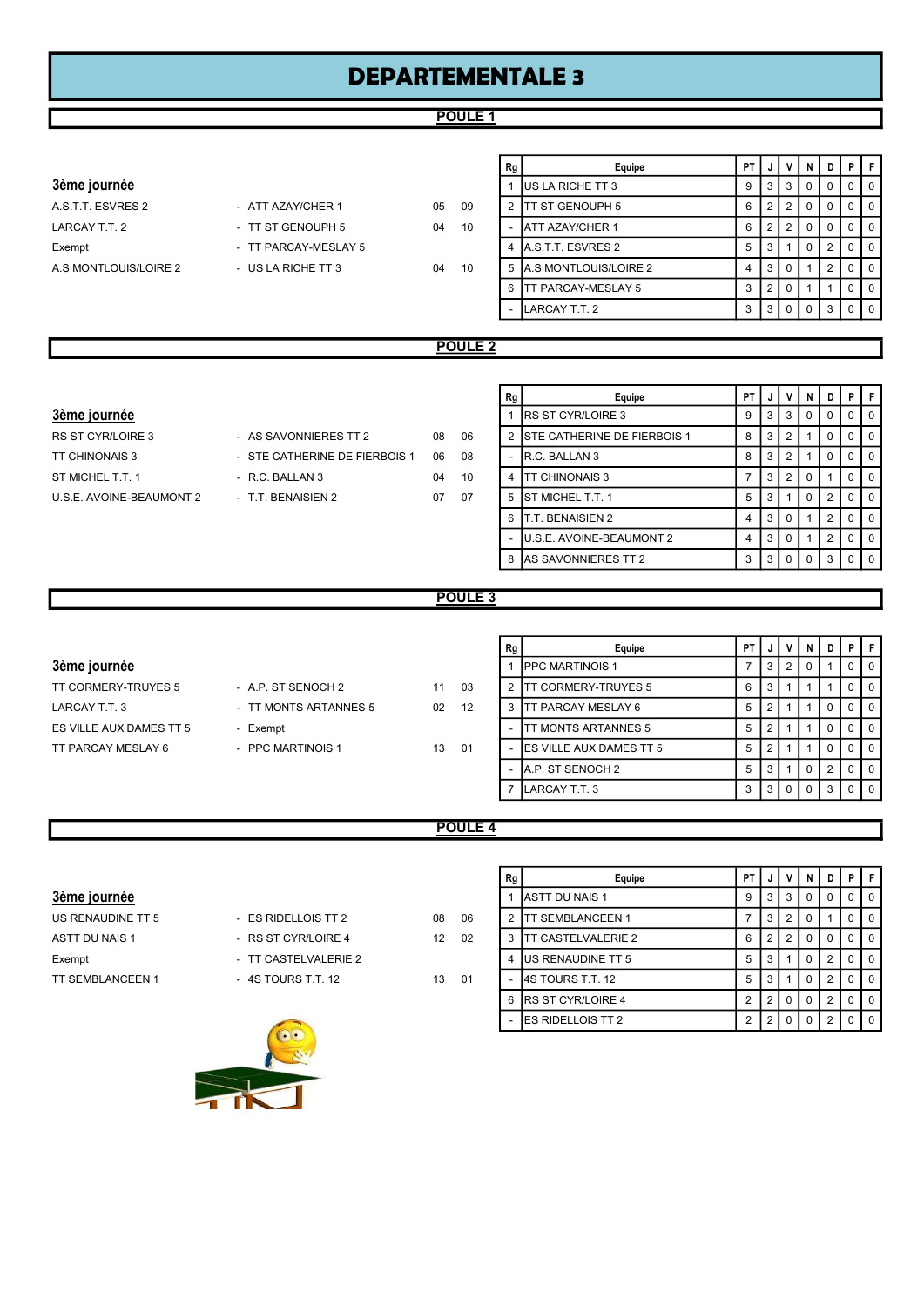# DEPARTEMENTALE 3

## POULE 1

### 3ème journée

| | | | |
|---|---|---|---|
| A.S.T.T. ESVRES 2 | - ATT AZAY/CHER 1 | 05 | 09 |
| LARCAY T.T. 2 | - TT ST GENOUPH 5 | 04 | 10 |
| Exempt | - TT PARCAY-MESLAY 5 | | |
| A.S MONTLOUIS/LOIRE 2 | - US LA RICHE TT 3 | 04 | 10 |

| Rg | Equipe | PT | J | V | N | D | P | F |
|---|---|---|---|---|---|---|---|---|
| 1 | US LA RICHE TT 3 | 9 | 3 | 3 | 0 | 0 | 0 | 0 |
| 2 | TT ST GENOUPH 5 | 6 | 2 | 2 | 0 | 0 | 0 | 0 |
| - | ATT AZAY/CHER 1 | 6 | 2 | 2 | 0 | 0 | 0 | 0 |
| 4 | A.S.T.T. ESVRES 2 | 5 | 3 | 1 | 0 | 2 | 0 | 0 |
| 5 | A.S MONTLOUIS/LOIRE 2 | 4 | 3 | 0 | 1 | 2 | 0 | 0 |
| 6 | TT PARCAY-MESLAY 5 | 3 | 2 | 0 | 1 | 1 | 0 | 0 |
| - | LARCAY T.T. 2 | 3 | 3 | 0 | 0 | 3 | 0 | 0 |

## POULE 2

### 3ème journée

| | | | |
|---|---|---|---|
| RS ST CYR/LOIRE 3 | - AS SAVONNIERES TT 2 | 08 | 06 |
| TT CHINONAIS 3 | - STE CATHERINE DE FIERBOIS 1 | 06 | 08 |
| ST MICHEL T.T. 1 | - R.C. BALLAN 3 | 04 | 10 |
| U.S.E. AVOINE-BEAUMONT 2 | - T.T. BENAISIEN 2 | 07 | 07 |

| Rg | Equipe | PT | J | V | N | D | P | F |
|---|---|---|---|---|---|---|---|---|
| 1 | RS ST CYR/LOIRE 3 | 9 | 3 | 3 | 0 | 0 | 0 | 0 |
| 2 | STE CATHERINE DE FIERBOIS 1 | 8 | 3 | 2 | 1 | 0 | 0 | 0 |
| - | R.C. BALLAN 3 | 8 | 3 | 2 | 1 | 0 | 0 | 0 |
| 4 | TT CHINONAIS 3 | 7 | 3 | 2 | 0 | 1 | 0 | 0 |
| 5 | ST MICHEL T.T. 1 | 5 | 3 | 1 | 0 | 2 | 0 | 0 |
| 6 | T.T. BENAISIEN 2 | 4 | 3 | 0 | 1 | 2 | 0 | 0 |
| - | U.S.E. AVOINE-BEAUMONT 2 | 4 | 3 | 0 | 1 | 2 | 0 | 0 |
| 8 | AS SAVONNIERES TT 2 | 3 | 3 | 0 | 0 | 3 | 0 | 0 |

## POULE 3

### 3ème journée

| | | | |
|---|---|---|---|
| TT CORMERY-TRUYES 5 | - A.P. ST SENOCH 2 | 11 | 03 |
| LARCAY T.T. 3 | - TT MONTS ARTANNES 5 | 02 | 12 |
| ES VILLE AUX DAMES TT 5 | - Exempt | | |
| TT PARCAY MESLAY 6 | - PPC MARTINOIS 1 | 13 | 01 |

| Rg | Equipe | PT | J | V | N | D | P | F |
|---|---|---|---|---|---|---|---|---|
| 1 | PPC MARTINOIS 1 | 7 | 3 | 2 | 0 | 1 | 0 | 0 |
| 2 | TT CORMERY-TRUYES 5 | 6 | 3 | 1 | 1 | 1 | 0 | 0 |
| 3 | TT PARCAY MESLAY 6 | 5 | 2 | 1 | 1 | 0 | 0 | 0 |
| - | TT MONTS ARTANNES 5 | 5 | 2 | 1 | 1 | 0 | 0 | 0 |
| - | ES VILLE AUX DAMES TT 5 | 5 | 2 | 1 | 1 | 0 | 0 | 0 |
| - | A.P. ST SENOCH 2 | 5 | 3 | 1 | 0 | 2 | 0 | 0 |
| 7 | LARCAY T.T. 3 | 3 | 3 | 0 | 0 | 3 | 0 | 0 |

## POULE 4

### 3ème journée

| | | | |
|---|---|---|---|
| US RENAUDINE TT 5 | - ES RIDELLOIS TT 2 | 08 | 06 |
| ASTT DU NAIS 1 | - RS ST CYR/LOIRE 4 | 12 | 02 |
| Exempt | - TT CASTELVALERIE 2 | | |
| TT SEMBLANCEEN 1 | - 4S TOURS T.T. 12 | 13 | 01 |

| Rg | Equipe | PT | J | V | N | D | P | F |
|---|---|---|---|---|---|---|---|---|
| 1 | ASTT DU NAIS 1 | 9 | 3 | 3 | 0 | 0 | 0 | 0 |
| 2 | TT SEMBLANCEEN 1 | 7 | 3 | 2 | 0 | 1 | 0 | 0 |
| 3 | TT CASTELVALERIE 2 | 6 | 2 | 2 | 0 | 0 | 0 | 0 |
| 4 | US RENAUDINE TT 5 | 5 | 3 | 1 | 0 | 2 | 0 | 0 |
| - | 4S TOURS T.T. 12 | 5 | 3 | 1 | 0 | 2 | 0 | 0 |
| 6 | RS ST CYR/LOIRE 4 | 2 | 2 | 0 | 0 | 2 | 0 | 0 |
| - | ES RIDELLOIS TT 2 | 2 | 2 | 0 | 0 | 2 | 0 | 0 |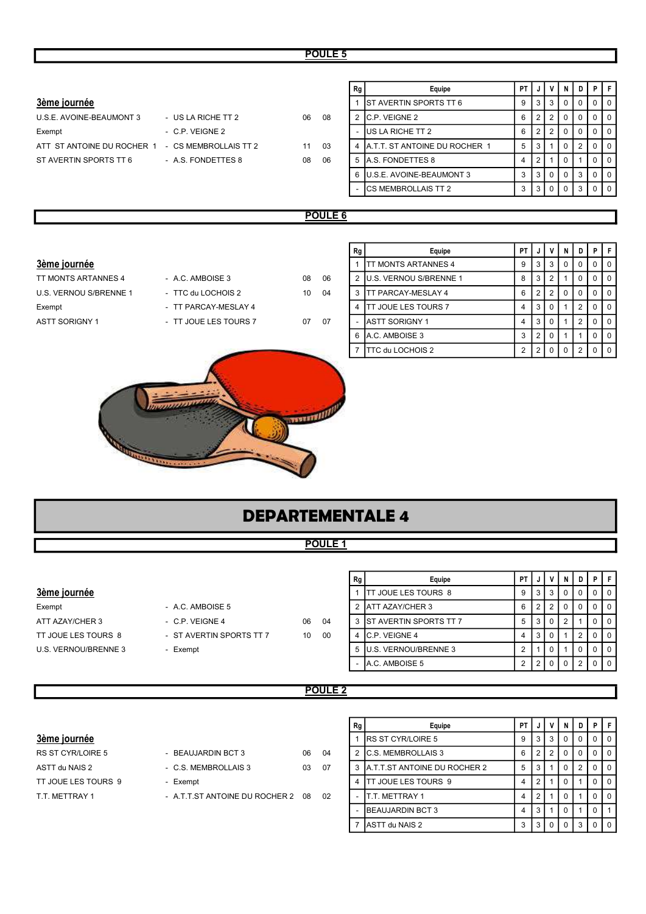## POULE 5

### 3ème journée

| | | | |
|---|---|---|---|
| U.S.E. AVOINE-BEAUMONT 3 | - US LA RICHE TT 2 | 06 | 08 |
| Exempt | - C.P. VEIGNE 2 | | |
| ATT ST ANTOINE DU ROCHER 1 | - CS MEMBROLLAIS TT 2 | 11 | 03 |
| ST AVERTIN SPORTS TT 6 | - A.S. FONDETTES 8 | 08 | 06 |

| Rg | Equipe | PT | J | V | N | D | P | F |
|---|---|---|---|---|---|---|---|---|
| 1 | ST AVERTIN SPORTS TT 6 | 9 | 3 | 3 | 0 | 0 | 0 | 0 |
| 2 | C.P. VEIGNE 2 | 6 | 2 | 2 | 0 | 0 | 0 | 0 |
| - | US LA RICHE TT 2 | 6 | 2 | 2 | 0 | 0 | 0 | 0 |
| 4 | A.T.T. ST ANTOINE DU ROCHER 1 | 5 | 3 | 1 | 0 | 2 | 0 | 0 |
| 5 | A.S. FONDETTES 8 | 4 | 2 | 1 | 0 | 1 | 0 | 0 |
| 6 | U.S.E. AVOINE-BEAUMONT 3 | 3 | 3 | 0 | 0 | 3 | 0 | 0 |
| - | CS MEMBROLLAIS TT 2 | 3 | 3 | 0 | 0 | 3 | 0 | 0 |

## POULE 6

### 3ème journée

| | | | |
|---|---|---|---|
| TT MONTS ARTANNES 4 | - A.C. AMBOISE 3 | 08 | 06 |
| U.S. VERNOU S/BRENNE 1 | - TTC du LOCHOIS 2 | 10 | 04 |
| Exempt | - TT PARCAY-MESLAY 4 | | |
| ASTT SORIGNY 1 | - TT JOUE LES TOURS 7 | 07 | 07 |

| Rg | Equipe | PT | J | V | N | D | P | F |
|---|---|---|---|---|---|---|---|---|
| 1 | TT MONTS ARTANNES 4 | 9 | 3 | 3 | 0 | 0 | 0 | 0 |
| 2 | U.S. VERNOU S/BRENNE 1 | 8 | 3 | 2 | 1 | 0 | 0 | 0 |
| 3 | TT PARCAY-MESLAY 4 | 6 | 2 | 2 | 0 | 0 | 0 | 0 |
| 4 | TT JOUE LES TOURS 7 | 4 | 3 | 0 | 1 | 2 | 0 | 0 |
| - | ASTT SORIGNY 1 | 4 | 3 | 0 | 1 | 2 | 0 | 0 |
| 6 | A.C. AMBOISE 3 | 3 | 2 | 0 | 1 | 1 | 0 | 0 |
| 7 | TTC du LOCHOIS 2 | 2 | 2 | 0 | 0 | 2 | 0 | 0 |

# DEPARTEMENTALE 4

## POULE 1

### 3ème journée

| | | | |
|---|---|---|---|
| Exempt | - A.C. AMBOISE 5 | | |
| ATT AZAY/CHER 3 | - C.P. VEIGNE 4 | 06 | 04 |
| TT JOUE LES TOURS 8 | - ST AVERTIN SPORTS TT 7 | 10 | 00 |
| U.S. VERNOU/BRENNE 3 | - Exempt | | |

| Rg | Equipe | PT | J | V | N | D | P | F |
|---|---|---|---|---|---|---|---|---|
| 1 | TT JOUE LES TOURS 8 | 9 | 3 | 3 | 0 | 0 | 0 | 0 |
| 2 | ATT AZAY/CHER 3 | 6 | 2 | 2 | 0 | 0 | 0 | 0 |
| 3 | ST AVERTIN SPORTS TT 7 | 5 | 3 | 0 | 2 | 1 | 0 | 0 |
| 4 | C.P. VEIGNE 4 | 4 | 3 | 0 | 1 | 2 | 0 | 0 |
| 5 | U.S. VERNOU/BRENNE 3 | 2 | 1 | 0 | 1 | 0 | 0 | 0 |
| - | A.C. AMBOISE 5 | 2 | 2 | 0 | 0 | 2 | 0 | 0 |

## POULE 2

### 3ème journée

| | | | |
|---|---|---|---|
| RS ST CYR/LOIRE 5 | - BEAUJARDIN BCT 3 | 06 | 04 |
| ASTT du NAIS 2 | - C.S. MEMBROLLAIS 3 | 03 | 07 |
| TT JOUE LES TOURS 9 | - Exempt | | |
| T.T. METTRAY 1 | - A.T.T.ST ANTOINE DU ROCHER 2 | 08 | 02 |

| Rg | Equipe | PT | J | V | N | D | P | F |
|---|---|---|---|---|---|---|---|---|
| 1 | RS ST CYR/LOIRE 5 | 9 | 3 | 3 | 0 | 0 | 0 | 0 |
| 2 | C.S. MEMBROLLAIS 3 | 6 | 2 | 2 | 0 | 0 | 0 | 0 |
| 3 | A.T.T.ST ANTOINE DU ROCHER 2 | 5 | 3 | 1 | 0 | 2 | 0 | 0 |
| 4 | TT JOUE LES TOURS 9 | 4 | 2 | 1 | 0 | 1 | 0 | 0 |
| - | T.T. METTRAY 1 | 4 | 2 | 1 | 0 | 1 | 0 | 0 |
| - | BEAUJARDIN BCT 3 | 4 | 3 | 1 | 0 | 1 | 0 | 1 |
| 7 | ASTT du NAIS 2 | 3 | 3 | 0 | 0 | 3 | 0 | 0 |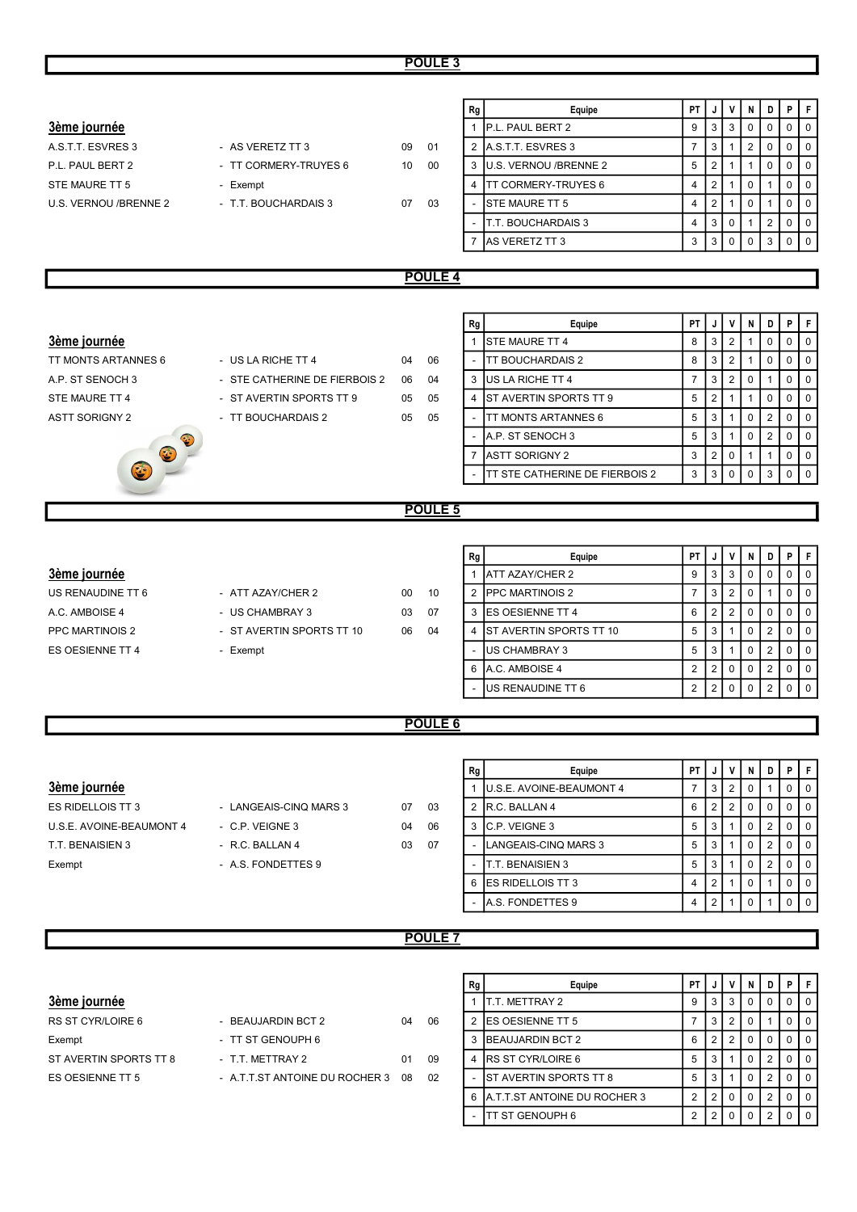## POULE 3

### 3ème journée

| | | | |
|---|---|---|---|
| A.S.T.T. ESVRES 3 | - AS VERETZ TT 3 | 09 | 01 |
| P.L. PAUL BERT 2 | - TT CORMERY-TRUYES 6 | 10 | 00 |
| STE MAURE TT 5 | - Exempt | | |
| U.S. VERNOU /BRENNE 2 | - T.T. BOUCHARDAIS 3 | 07 | 03 |

| Rg | Equipe | PT | J | V | N | D | P | F |
|---|---|---|---|---|---|---|---|---|
| 1 | P.L. PAUL BERT 2 | 9 | 3 | 3 | 0 | 0 | 0 | 0 |
| 2 | A.S.T.T. ESVRES 3 | 7 | 3 | 1 | 2 | 0 | 0 | 0 |
| 3 | U.S. VERNOU /BRENNE 2 | 5 | 2 | 1 | 1 | 0 | 0 | 0 |
| 4 | TT CORMERY-TRUYES 6 | 4 | 2 | 1 | 0 | 1 | 0 | 0 |
| - | STE MAURE TT 5 | 4 | 2 | 1 | 0 | 1 | 0 | 0 |
| - | T.T. BOUCHARDAIS 3 | 4 | 3 | 0 | 1 | 2 | 0 | 0 |
| 7 | AS VERETZ TT 3 | 3 | 3 | 0 | 0 | 3 | 0 | 0 |

## POULE 4

### 3ème journée

| | | | |
|---|---|---|---|
| TT MONTS ARTANNES 6 | - US LA RICHE TT 4 | 04 | 06 |
| A.P. ST SENOCH 3 | - STE CATHERINE DE FIERBOIS 2 | 06 | 04 |
| STE MAURE TT 4 | - ST AVERTIN SPORTS TT 9 | 05 | 05 |
| ASTT SORIGNY 2 | - TT BOUCHARDAIS 2 | 05 | 05 |

| Rg | Equipe | PT | J | V | N | D | P | F |
|---|---|---|---|---|---|---|---|---|
| 1 | STE MAURE TT 4 | 8 | 3 | 2 | 1 | 0 | 0 | 0 |
| - | TT BOUCHARDAIS 2 | 8 | 3 | 2 | 1 | 0 | 0 | 0 |
| 3 | US LA RICHE TT 4 | 7 | 3 | 2 | 0 | 1 | 0 | 0 |
| 4 | ST AVERTIN SPORTS TT 9 | 5 | 2 | 1 | 1 | 0 | 0 | 0 |
| - | TT MONTS ARTANNES 6 | 5 | 3 | 1 | 0 | 2 | 0 | 0 |
| - | A.P. ST SENOCH 3 | 5 | 3 | 1 | 0 | 2 | 0 | 0 |
| 7 | ASTT SORIGNY 2 | 3 | 2 | 0 | 1 | 1 | 0 | 0 |
| - | TT STE CATHERINE DE FIERBOIS 2 | 3 | 3 | 0 | 0 | 3 | 0 | 0 |

## POULE 5

### 3ème journée

| | | | |
|---|---|---|---|
| US RENAUDINE TT 6 | - ATT AZAY/CHER 2 | 00 | 10 |
| A.C. AMBOISE 4 | - US CHAMBRAY 3 | 03 | 07 |
| PPC MARTINOIS 2 | - ST AVERTIN SPORTS TT 10 | 06 | 04 |
| ES OESIENNE TT 4 | - Exempt | | |

| Rg | Equipe | PT | J | V | N | D | P | F |
|---|---|---|---|---|---|---|---|---|
| 1 | ATT AZAY/CHER 2 | 9 | 3 | 3 | 0 | 0 | 0 | 0 |
| 2 | PPC MARTINOIS 2 | 7 | 3 | 2 | 0 | 1 | 0 | 0 |
| 3 | ES OESIENNE TT 4 | 6 | 2 | 2 | 0 | 0 | 0 | 0 |
| 4 | ST AVERTIN SPORTS TT 10 | 5 | 3 | 1 | 0 | 2 | 0 | 0 |
| - | US CHAMBRAY 3 | 5 | 3 | 1 | 0 | 2 | 0 | 0 |
| 6 | A.C. AMBOISE 4 | 2 | 2 | 0 | 0 | 2 | 0 | 0 |
| - | US RENAUDINE TT 6 | 2 | 2 | 0 | 0 | 2 | 0 | 0 |

## POULE 6

### 3ème journée

| | | | |
|---|---|---|---|
| ES RIDELLOIS TT 3 | - LANGEAIS-CINQ MARS 3 | 07 | 03 |
| U.S.E. AVOINE-BEAUMONT 4 | - C.P. VEIGNE 3 | 04 | 06 |
| T.T. BENAISIEN 3 | - R.C. BALLAN 4 | 03 | 07 |
| Exempt | - A.S. FONDETTES 9 | | |

| Rg | Equipe | PT | J | V | N | D | P | F |
|---|---|---|---|---|---|---|---|---|
| 1 | U.S.E. AVOINE-BEAUMONT 4 | 7 | 3 | 2 | 0 | 1 | 0 | 0 |
| 2 | R.C. BALLAN 4 | 6 | 2 | 2 | 0 | 0 | 0 | 0 |
| 3 | C.P. VEIGNE 3 | 5 | 3 | 1 | 0 | 2 | 0 | 0 |
| - | LANGEAIS-CINQ MARS 3 | 5 | 3 | 1 | 0 | 2 | 0 | 0 |
| - | T.T. BENAISIEN 3 | 5 | 3 | 1 | 0 | 2 | 0 | 0 |
| 6 | ES RIDELLOIS TT 3 | 4 | 2 | 1 | 0 | 1 | 0 | 0 |
| - | A.S. FONDETTES 9 | 4 | 2 | 1 | 0 | 1 | 0 | 0 |

## POULE 7

### 3ème journée

| | | | |
|---|---|---|---|
| RS ST CYR/LOIRE 6 | - BEAUJARDIN BCT 2 | 04 | 06 |
| Exempt | - TT ST GENOUPH 6 | | |
| ST AVERTIN SPORTS TT 8 | - T.T. METTRAY 2 | 01 | 09 |
| ES OESIENNE TT 5 | - A.T.T.ST ANTOINE DU ROCHER 3 | 08 | 02 |

| Rg | Equipe | PT | J | V | N | D | P | F |
|---|---|---|---|---|---|---|---|---|
| 1 | T.T. METTRAY 2 | 9 | 3 | 3 | 0 | 0 | 0 | 0 |
| 2 | ES OESIENNE TT 5 | 7 | 3 | 2 | 0 | 1 | 0 | 0 |
| 3 | BEAUJARDIN BCT 2 | 6 | 2 | 2 | 0 | 0 | 0 | 0 |
| 4 | RS ST CYR/LOIRE 6 | 5 | 3 | 1 | 0 | 2 | 0 | 0 |
| - | ST AVERTIN SPORTS TT 8 | 5 | 3 | 1 | 0 | 2 | 0 | 0 |
| 6 | A.T.T.ST ANTOINE DU ROCHER 3 | 2 | 2 | 0 | 0 | 2 | 0 | 0 |
| - | TT ST GENOUPH 6 | 2 | 2 | 0 | 0 | 2 | 0 | 0 |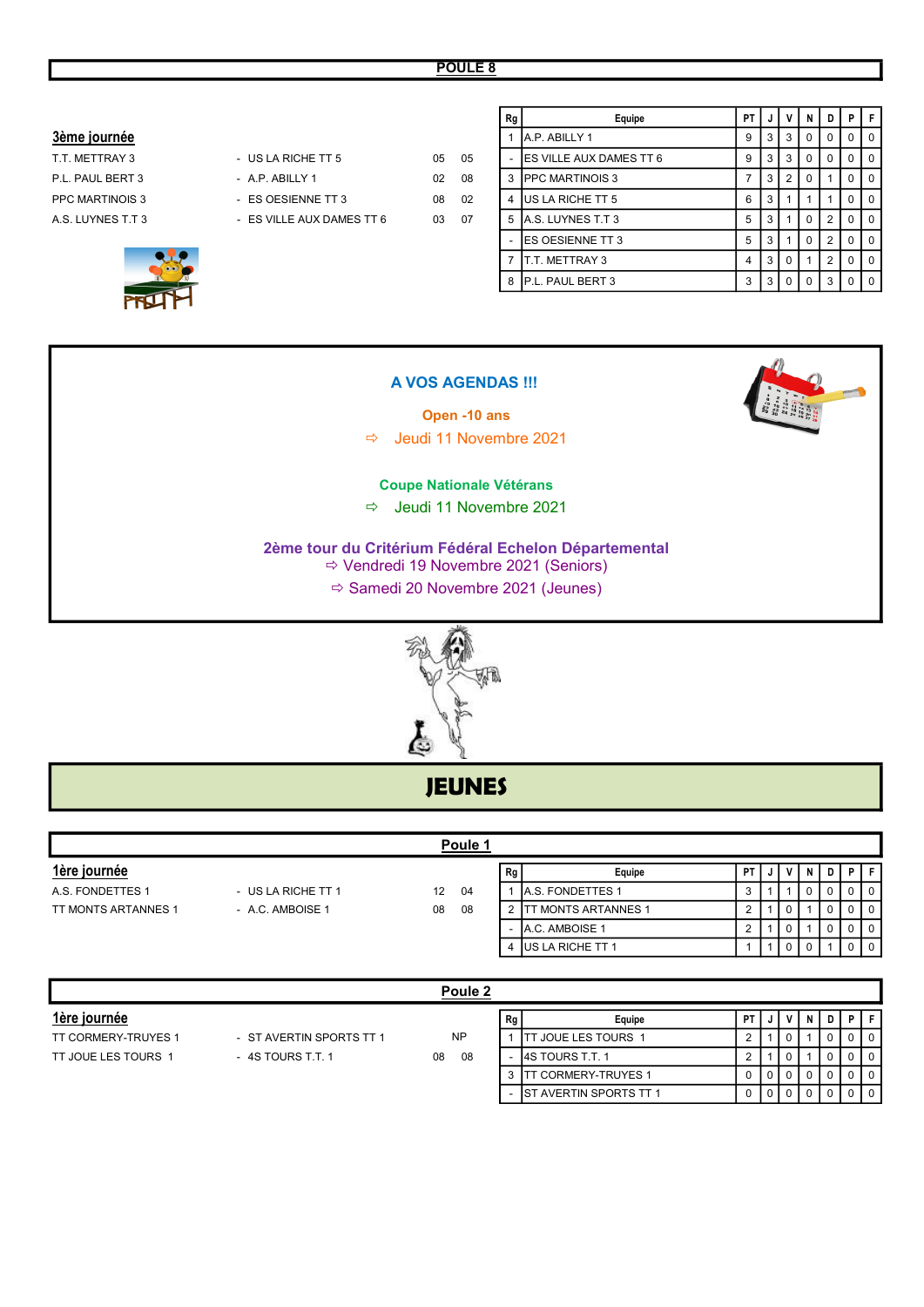## POULE 8

### 3ème journée

| | | | |
|---|---|---|---|
| T.T. METTRAY 3 | - US LA RICHE TT 5 | 05 | 05 |
| P.L. PAUL BERT 3 | - A.P. ABILLY 1 | 02 | 08 |
| PPC MARTINOIS 3 | - ES OESIENNE TT 3 | 08 | 02 |
| A.S. LUYNES T.T 3 | - ES VILLE AUX DAMES TT 6 | 03 | 07 |

| Rg | Equipe | PT | J | V | N | D | P | F |
|---|---|---|---|---|---|---|---|---|
| 1 | A.P. ABILLY 1 | 9 | 3 | 3 | 0 | 0 | 0 | 0 |
| - | ES VILLE AUX DAMES TT 6 | 9 | 3 | 3 | 0 | 0 | 0 | 0 |
| 3 | PPC MARTINOIS 3 | 7 | 3 | 2 | 0 | 1 | 0 | 0 |
| 4 | US LA RICHE TT 5 | 6 | 3 | 1 | 1 | 1 | 0 | 0 |
| 5 | A.S. LUYNES T.T 3 | 5 | 3 | 1 | 0 | 2 | 0 | 0 |
| - | ES OESIENNE TT 3 | 5 | 3 | 1 | 0 | 2 | 0 | 0 |
| 7 | T.T. METTRAY 3 | 4 | 3 | 0 | 1 | 2 | 0 | 0 |
| 8 | P.L. PAUL BERT 3 | 3 | 3 | 0 | 0 | 3 | 0 | 0 |

**A VOS AGENDAS !!!**

**Open -10 ans**

⇨ Jeudi 11 Novembre 2021

**Coupe Nationale Vétérans**

⇨ Jeudi 11 Novembre 2021

**2ème tour du Critérium Fédéral Echelon Départemental**

⇨ Vendredi 19 Novembre 2021 (Seniors)

⇨ Samedi 20 Novembre 2021 (Jeunes)

# JEUNES

## Poule 1

### 1ère journée

| | | | |
|---|---|---|---|
| A.S. FONDETTES 1 | - US LA RICHE TT 1 | 12 | 04 |
| TT MONTS ARTANNES 1 | - A.C. AMBOISE 1 | 08 | 08 |

| Rg | Equipe | PT | J | V | N | D | P | F |
|---|---|---|---|---|---|---|---|---|
| 1 | A.S. FONDETTES 1 | 3 | 1 | 1 | 0 | 0 | 0 | 0 |
| 2 | TT MONTS ARTANNES 1 | 2 | 1 | 0 | 1 | 0 | 0 | 0 |
| - | A.C. AMBOISE 1 | 2 | 1 | 0 | 1 | 0 | 0 | 0 |
| 4 | US LA RICHE TT 1 | 1 | 1 | 0 | 0 | 1 | 0 | 0 |

## Poule 2

### 1ère journée

| | | | |
|---|---|---|---|
| TT CORMERY-TRUYES 1 | - ST AVERTIN SPORTS TT 1 | NP | |
| TT JOUE LES TOURS 1 | - 4S TOURS T.T. 1 | 08 | 08 |

| Rg | Equipe | PT | J | V | N | D | P | F |
|---|---|---|---|---|---|---|---|---|
| 1 | TT JOUE LES TOURS 1 | 2 | 1 | 0 | 1 | 0 | 0 | 0 |
| - | 4S TOURS T.T. 1 | 2 | 1 | 0 | 1 | 0 | 0 | 0 |
| 3 | TT CORMERY-TRUYES 1 | 0 | 0 | 0 | 0 | 0 | 0 | 0 |
| - | ST AVERTIN SPORTS TT 1 | 0 | 0 | 0 | 0 | 0 | 0 | 0 |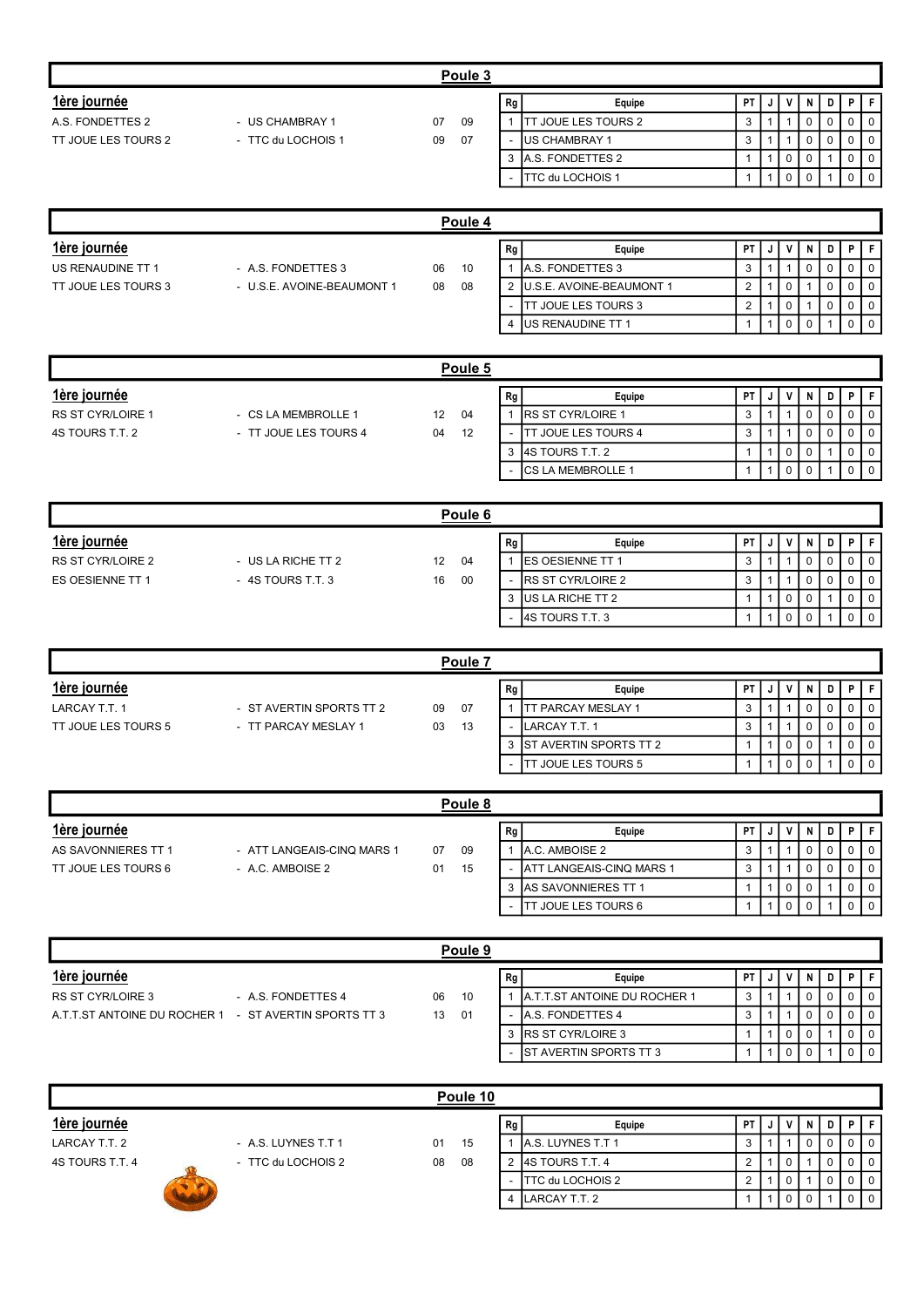## Poule 3

**1ère journée**

| | | | |
|---|---|---|---|
| A.S. FONDETTES 2 | - US CHAMBRAY 1 | 07 | 09 |
| TT JOUE LES TOURS 2 | - TTC du LOCHOIS 1 | 09 | 07 |

| Rg | Equipe | PT | J | V | N | D | P | F |
|---|---|---|---|---|---|---|---|---|
| 1 | TT JOUE LES TOURS 2 | 3 | 1 | 1 | 0 | 0 | 0 | 0 |
| - | US CHAMBRAY 1 | 3 | 1 | 1 | 0 | 0 | 0 | 0 |
| 3 | A.S. FONDETTES 2 | 1 | 1 | 0 | 0 | 1 | 0 | 0 |
| - | TTC du LOCHOIS 1 | 1 | 1 | 0 | 0 | 1 | 0 | 0 |

## Poule 4

**1ère journée**

| | | | |
|---|---|---|---|
| US RENAUDINE TT 1 | - A.S. FONDETTES 3 | 06 | 10 |
| TT JOUE LES TOURS 3 | - U.S.E. AVOINE-BEAUMONT 1 | 08 | 08 |

| Rg | Equipe | PT | J | V | N | D | P | F |
|---|---|---|---|---|---|---|---|---|
| 1 | A.S. FONDETTES 3 | 3 | 1 | 1 | 0 | 0 | 0 | 0 |
| 2 | U.S.E. AVOINE-BEAUMONT 1 | 2 | 1 | 0 | 1 | 0 | 0 | 0 |
| - | TT JOUE LES TOURS 3 | 2 | 1 | 0 | 1 | 0 | 0 | 0 |
| 4 | US RENAUDINE TT 1 | 1 | 1 | 0 | 0 | 1 | 0 | 0 |

## Poule 5

**1ère journée**

| | | | |
|---|---|---|---|
| RS ST CYR/LOIRE 1 | - CS LA MEMBROLLE 1 | 12 | 04 |
| 4S TOURS T.T. 2 | - TT JOUE LES TOURS 4 | 04 | 12 |

| Rg | Equipe | PT | J | V | N | D | P | F |
|---|---|---|---|---|---|---|---|---|
| 1 | RS ST CYR/LOIRE 1 | 3 | 1 | 1 | 0 | 0 | 0 | 0 |
| - | TT JOUE LES TOURS 4 | 3 | 1 | 1 | 0 | 0 | 0 | 0 |
| 3 | 4S TOURS T.T. 2 | 1 | 1 | 0 | 0 | 1 | 0 | 0 |
| - | CS LA MEMBROLLE 1 | 1 | 1 | 0 | 0 | 1 | 0 | 0 |

## Poule 6

**1ère journée**

| | | | |
|---|---|---|---|
| RS ST CYR/LOIRE 2 | - US LA RICHE TT 2 | 12 | 04 |
| ES OESIENNE TT 1 | - 4S TOURS T.T. 3 | 16 | 00 |

| Rg | Equipe | PT | J | V | N | D | P | F |
|---|---|---|---|---|---|---|---|---|
| 1 | ES OESIENNE TT 1 | 3 | 1 | 1 | 0 | 0 | 0 | 0 |
| - | RS ST CYR/LOIRE 2 | 3 | 1 | 1 | 0 | 0 | 0 | 0 |
| 3 | US LA RICHE TT 2 | 1 | 1 | 0 | 0 | 1 | 0 | 0 |
| - | 4S TOURS T.T. 3 | 1 | 1 | 0 | 0 | 1 | 0 | 0 |

## Poule 7

**1ère journée**

| | | | |
|---|---|---|---|
| LARCAY T.T. 1 | - ST AVERTIN SPORTS TT 2 | 09 | 07 |
| TT JOUE LES TOURS 5 | - TT PARCAY MESLAY 1 | 03 | 13 |

| Rg | Equipe | PT | J | V | N | D | P | F |
|---|---|---|---|---|---|---|---|---|
| 1 | TT PARCAY MESLAY 1 | 3 | 1 | 1 | 0 | 0 | 0 | 0 |
| - | LARCAY T.T. 1 | 3 | 1 | 1 | 0 | 0 | 0 | 0 |
| 3 | ST AVERTIN SPORTS TT 2 | 1 | 1 | 0 | 0 | 1 | 0 | 0 |
| - | TT JOUE LES TOURS 5 | 1 | 1 | 0 | 0 | 1 | 0 | 0 |

## Poule 8

**1ère journée**

| | | | |
|---|---|---|---|
| AS SAVONNIERES TT 1 | - ATT LANGEAIS-CINQ MARS 1 | 07 | 09 |
| TT JOUE LES TOURS 6 | - A.C. AMBOISE 2 | 01 | 15 |

| Rg | Equipe | PT | J | V | N | D | P | F |
|---|---|---|---|---|---|---|---|---|
| 1 | A.C. AMBOISE 2 | 3 | 1 | 1 | 0 | 0 | 0 | 0 |
| - | ATT LANGEAIS-CINQ MARS 1 | 3 | 1 | 1 | 0 | 0 | 0 | 0 |
| 3 | AS SAVONNIERES TT 1 | 1 | 1 | 0 | 0 | 1 | 0 | 0 |
| - | TT JOUE LES TOURS 6 | 1 | 1 | 0 | 0 | 1 | 0 | 0 |

## Poule 9

**1ère journée**

| | | | |
|---|---|---|---|
| RS ST CYR/LOIRE 3 | - A.S. FONDETTES 4 | 06 | 10 |
| A.T.T.ST ANTOINE DU ROCHER 1 | - ST AVERTIN SPORTS TT 3 | 13 | 01 |

| Rg | Equipe | PT | J | V | N | D | P | F |
|---|---|---|---|---|---|---|---|---|
| 1 | A.T.T.ST ANTOINE DU ROCHER 1 | 3 | 1 | 1 | 0 | 0 | 0 | 0 |
| - | A.S. FONDETTES 4 | 3 | 1 | 1 | 0 | 0 | 0 | 0 |
| 3 | RS ST CYR/LOIRE 3 | 1 | 1 | 0 | 0 | 1 | 0 | 0 |
| - | ST AVERTIN SPORTS TT 3 | 1 | 1 | 0 | 0 | 1 | 0 | 0 |

## Poule 10

**1ère journée**

| | | | |
|---|---|---|---|
| LARCAY T.T. 2 | - A.S. LUYNES T.T 1 | 01 | 15 |
| 4S TOURS T.T. 4 | - TTC du LOCHOIS 2 | 08 | 08 |

| Rg | Equipe | PT | J | V | N | D | P | F |
|---|---|---|---|---|---|---|---|---|
| 1 | A.S. LUYNES T.T 1 | 3 | 1 | 1 | 0 | 0 | 0 | 0 |
| 2 | 4S TOURS T.T. 4 | 2 | 1 | 0 | 1 | 0 | 0 | 0 |
| - | TTC du LOCHOIS 2 | 2 | 1 | 0 | 1 | 0 | 0 | 0 |
| 4 | LARCAY T.T. 2 | 1 | 1 | 0 | 0 | 1 | 0 | 0 |